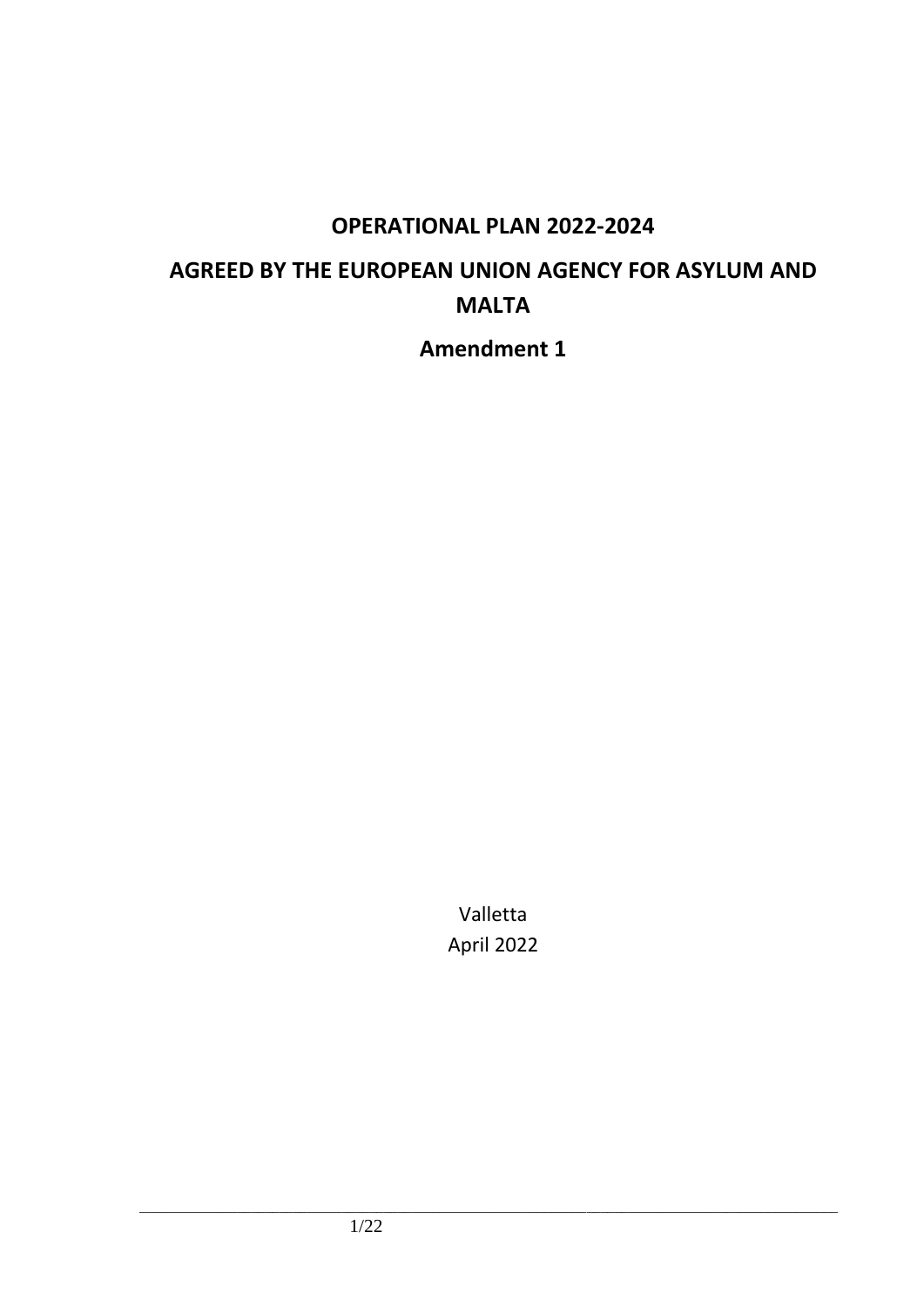# OPERATIONAL PLAN 2022-2024

# AGREED BY THE EUROPEAN UNION AGENCY FOR ASYLUM AND MALTA

## Amendment 1

Valletta
April 2022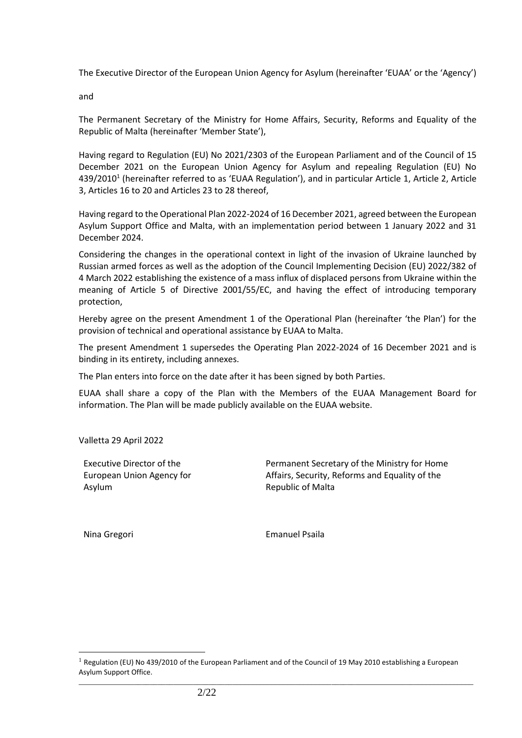The Executive Director of the European Union Agency for Asylum (hereinafter 'EUAA' or the 'Agency')

and

The Permanent Secretary of the Ministry for Home Affairs, Security, Reforms and Equality of the Republic of Malta (hereinafter 'Member State'),

Having regard to Regulation (EU) No 2021/2303 of the European Parliament and of the Council of 15 December 2021 on the European Union Agency for Asylum and repealing Regulation (EU) No 439/2010[1] (hereinafter referred to as 'EUAA Regulation'), and in particular Article 1, Article 2, Article 3, Articles 16 to 20 and Articles 23 to 28 thereof,

Having regard to the Operational Plan 2022-2024 of 16 December 2021, agreed between the European Asylum Support Office and Malta, with an implementation period between 1 January 2022 and 31 December 2024.

Considering the changes in the operational context in light of the invasion of Ukraine launched by Russian armed forces as well as the adoption of the Council Implementing Decision (EU) 2022/382 of 4 March 2022 establishing the existence of a mass influx of displaced persons from Ukraine within the meaning of Article 5 of Directive 2001/55/EC, and having the effect of introducing temporary protection,

Hereby agree on the present Amendment 1 of the Operational Plan (hereinafter 'the Plan') for the provision of technical and operational assistance by EUAA to Malta.

The present Amendment 1 supersedes the Operating Plan 2022-2024 of 16 December 2021 and is binding in its entirety, including annexes.

The Plan enters into force on the date after it has been signed by both Parties.

EUAA shall share a copy of the Plan with the Members of the EUAA Management Board for information. The Plan will be made publicly available on the EUAA website.

Valletta 29 April 2022

| Executive Director of the European Union Agency for Asylum | Permanent Secretary of the Ministry for Home Affairs, Security, Reforms and Equality of the Republic of Malta |
| --- | --- |
| Nina Gregori | Emanuel Psaila |

[1] Regulation (EU) No 439/2010 of the European Parliament and of the Council of 19 May 2010 establishing a European Asylum Support Office.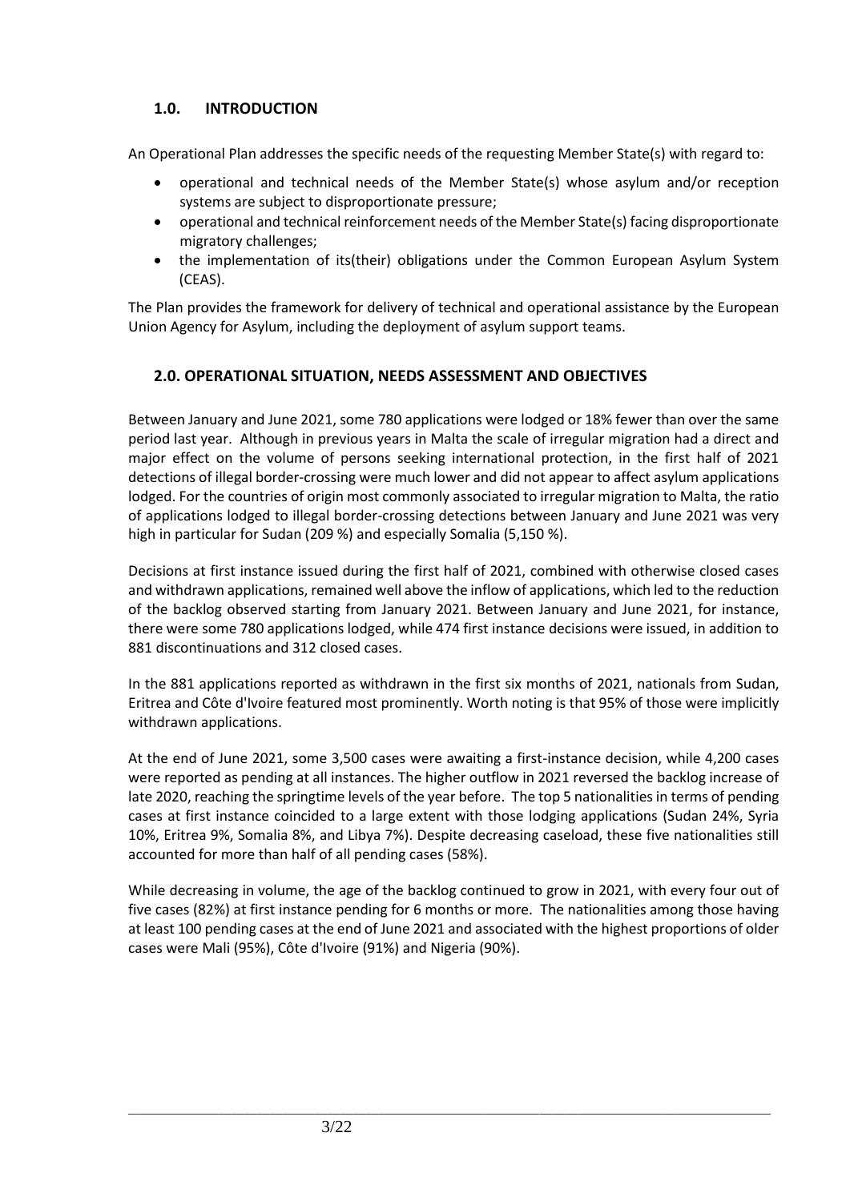## 1.0. INTRODUCTION

An Operational Plan addresses the specific needs of the requesting Member State(s) with regard to:

- operational and technical needs of the Member State(s) whose asylum and/or reception systems are subject to disproportionate pressure;
- operational and technical reinforcement needs of the Member State(s) facing disproportionate migratory challenges;
- the implementation of its(their) obligations under the Common European Asylum System (CEAS).

The Plan provides the framework for delivery of technical and operational assistance by the European Union Agency for Asylum, including the deployment of asylum support teams.

## 2.0. OPERATIONAL SITUATION, NEEDS ASSESSMENT AND OBJECTIVES

Between January and June 2021, some 780 applications were lodged or 18% fewer than over the same period last year. Although in previous years in Malta the scale of irregular migration had a direct and major effect on the volume of persons seeking international protection, in the first half of 2021 detections of illegal border-crossing were much lower and did not appear to affect asylum applications lodged. For the countries of origin most commonly associated to irregular migration to Malta, the ratio of applications lodged to illegal border-crossing detections between January and June 2021 was very high in particular for Sudan (209 %) and especially Somalia (5,150 %).

Decisions at first instance issued during the first half of 2021, combined with otherwise closed cases and withdrawn applications, remained well above the inflow of applications, which led to the reduction of the backlog observed starting from January 2021. Between January and June 2021, for instance, there were some 780 applications lodged, while 474 first instance decisions were issued, in addition to 881 discontinuations and 312 closed cases.

In the 881 applications reported as withdrawn in the first six months of 2021, nationals from Sudan, Eritrea and Côte d'Ivoire featured most prominently. Worth noting is that 95% of those were implicitly withdrawn applications.

At the end of June 2021, some 3,500 cases were awaiting a first-instance decision, while 4,200 cases were reported as pending at all instances. The higher outflow in 2021 reversed the backlog increase of late 2020, reaching the springtime levels of the year before. The top 5 nationalities in terms of pending cases at first instance coincided to a large extent with those lodging applications (Sudan 24%, Syria 10%, Eritrea 9%, Somalia 8%, and Libya 7%). Despite decreasing caseload, these five nationalities still accounted for more than half of all pending cases (58%).

While decreasing in volume, the age of the backlog continued to grow in 2021, with every four out of five cases (82%) at first instance pending for 6 months or more. The nationalities among those having at least 100 pending cases at the end of June 2021 and associated with the highest proportions of older cases were Mali (95%), Côte d'Ivoire (91%) and Nigeria (90%).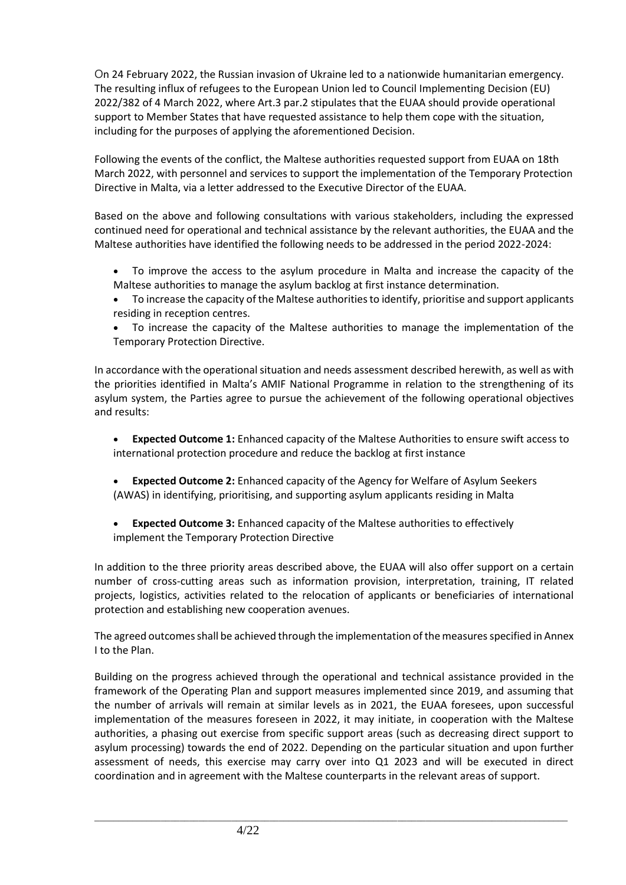On 24 February 2022, the Russian invasion of Ukraine led to a nationwide humanitarian emergency. The resulting influx of refugees to the European Union led to Council Implementing Decision (EU) 2022/382 of 4 March 2022, where Art.3 par.2 stipulates that the EUAA should provide operational support to Member States that have requested assistance to help them cope with the situation, including for the purposes of applying the aforementioned Decision.

Following the events of the conflict, the Maltese authorities requested support from EUAA on 18th March 2022, with personnel and services to support the implementation of the Temporary Protection Directive in Malta, via a letter addressed to the Executive Director of the EUAA.

Based on the above and following consultations with various stakeholders, including the expressed continued need for operational and technical assistance by the relevant authorities, the EUAA and the Maltese authorities have identified the following needs to be addressed in the period 2022-2024:

- To improve the access to the asylum procedure in Malta and increase the capacity of the Maltese authorities to manage the asylum backlog at first instance determination.
- To increase the capacity of the Maltese authorities to identify, prioritise and support applicants residing in reception centres.
- To increase the capacity of the Maltese authorities to manage the implementation of the Temporary Protection Directive.

In accordance with the operational situation and needs assessment described herewith, as well as with the priorities identified in Malta's AMIF National Programme in relation to the strengthening of its asylum system, the Parties agree to pursue the achievement of the following operational objectives and results:

- **Expected Outcome 1:** Enhanced capacity of the Maltese Authorities to ensure swift access to international protection procedure and reduce the backlog at first instance
- **Expected Outcome 2:** Enhanced capacity of the Agency for Welfare of Asylum Seekers (AWAS) in identifying, prioritising, and supporting asylum applicants residing in Malta
- **Expected Outcome 3:** Enhanced capacity of the Maltese authorities to effectively implement the Temporary Protection Directive

In addition to the three priority areas described above, the EUAA will also offer support on a certain number of cross-cutting areas such as information provision, interpretation, training, IT related projects, logistics, activities related to the relocation of applicants or beneficiaries of international protection and establishing new cooperation avenues.

The agreed outcomes shall be achieved through the implementation of the measures specified in Annex I to the Plan.

Building on the progress achieved through the operational and technical assistance provided in the framework of the Operating Plan and support measures implemented since 2019, and assuming that the number of arrivals will remain at similar levels as in 2021, the EUAA foresees, upon successful implementation of the measures foreseen in 2022, it may initiate, in cooperation with the Maltese authorities, a phasing out exercise from specific support areas (such as decreasing direct support to asylum processing) towards the end of 2022. Depending on the particular situation and upon further assessment of needs, this exercise may carry over into Q1 2023 and will be executed in direct coordination and in agreement with the Maltese counterparts in the relevant areas of support.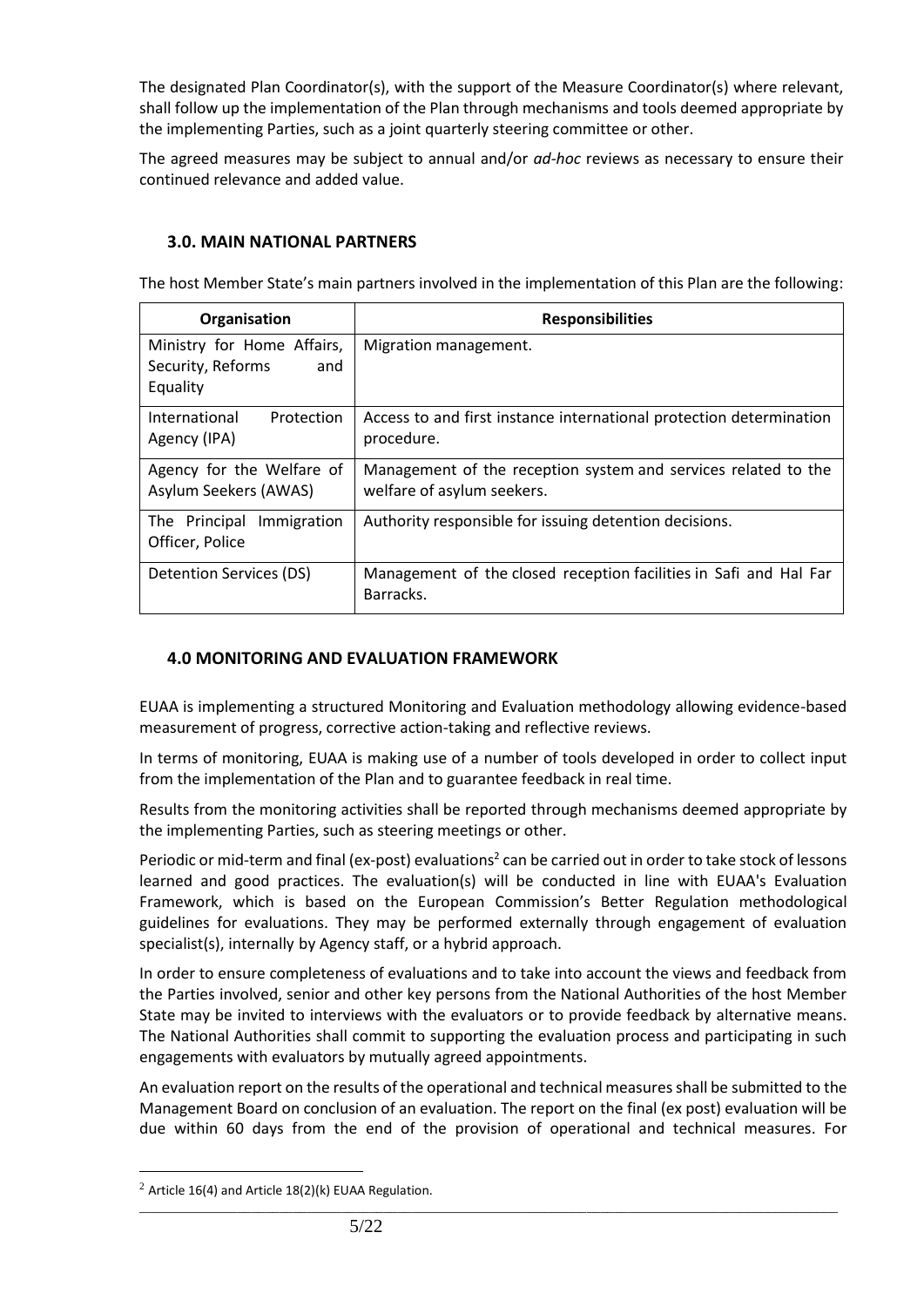The designated Plan Coordinator(s), with the support of the Measure Coordinator(s) where relevant, shall follow up the implementation of the Plan through mechanisms and tools deemed appropriate by the implementing Parties, such as a joint quarterly steering committee or other.

The agreed measures may be subject to annual and/or *ad-hoc* reviews as necessary to ensure their continued relevance and added value.

## 3.0. MAIN NATIONAL PARTNERS

The host Member State's main partners involved in the implementation of this Plan are the following:

| Organisation | Responsibilities |
| --- | --- |
| Ministry for Home Affairs, Security, Reforms and Equality | Migration management. |
| International Protection Agency (IPA) | Access to and first instance international protection determination procedure. |
| Agency for the Welfare of Asylum Seekers (AWAS) | Management of the reception system and services related to the welfare of asylum seekers. |
| The Principal Immigration Officer, Police | Authority responsible for issuing detention decisions. |
| Detention Services (DS) | Management of the closed reception facilities in Safi and Hal Far Barracks. |

## 4.0 MONITORING AND EVALUATION FRAMEWORK

EUAA is implementing a structured Monitoring and Evaluation methodology allowing evidence-based measurement of progress, corrective action-taking and reflective reviews.

In terms of monitoring, EUAA is making use of a number of tools developed in order to collect input from the implementation of the Plan and to guarantee feedback in real time.

Results from the monitoring activities shall be reported through mechanisms deemed appropriate by the implementing Parties, such as steering meetings or other.

Periodic or mid-term and final (ex-post) evaluations[2] can be carried out in order to take stock of lessons learned and good practices. The evaluation(s) will be conducted in line with EUAA's Evaluation Framework, which is based on the European Commission's Better Regulation methodological guidelines for evaluations. They may be performed externally through engagement of evaluation specialist(s), internally by Agency staff, or a hybrid approach.

In order to ensure completeness of evaluations and to take into account the views and feedback from the Parties involved, senior and other key persons from the National Authorities of the host Member State may be invited to interviews with the evaluators or to provide feedback by alternative means. The National Authorities shall commit to supporting the evaluation process and participating in such engagements with evaluators by mutually agreed appointments.

An evaluation report on the results of the operational and technical measures shall be submitted to the Management Board on conclusion of an evaluation. The report on the final (ex post) evaluation will be due within 60 days from the end of the provision of operational and technical measures. For

[2] Article 16(4) and Article 18(2)(k) EUAA Regulation.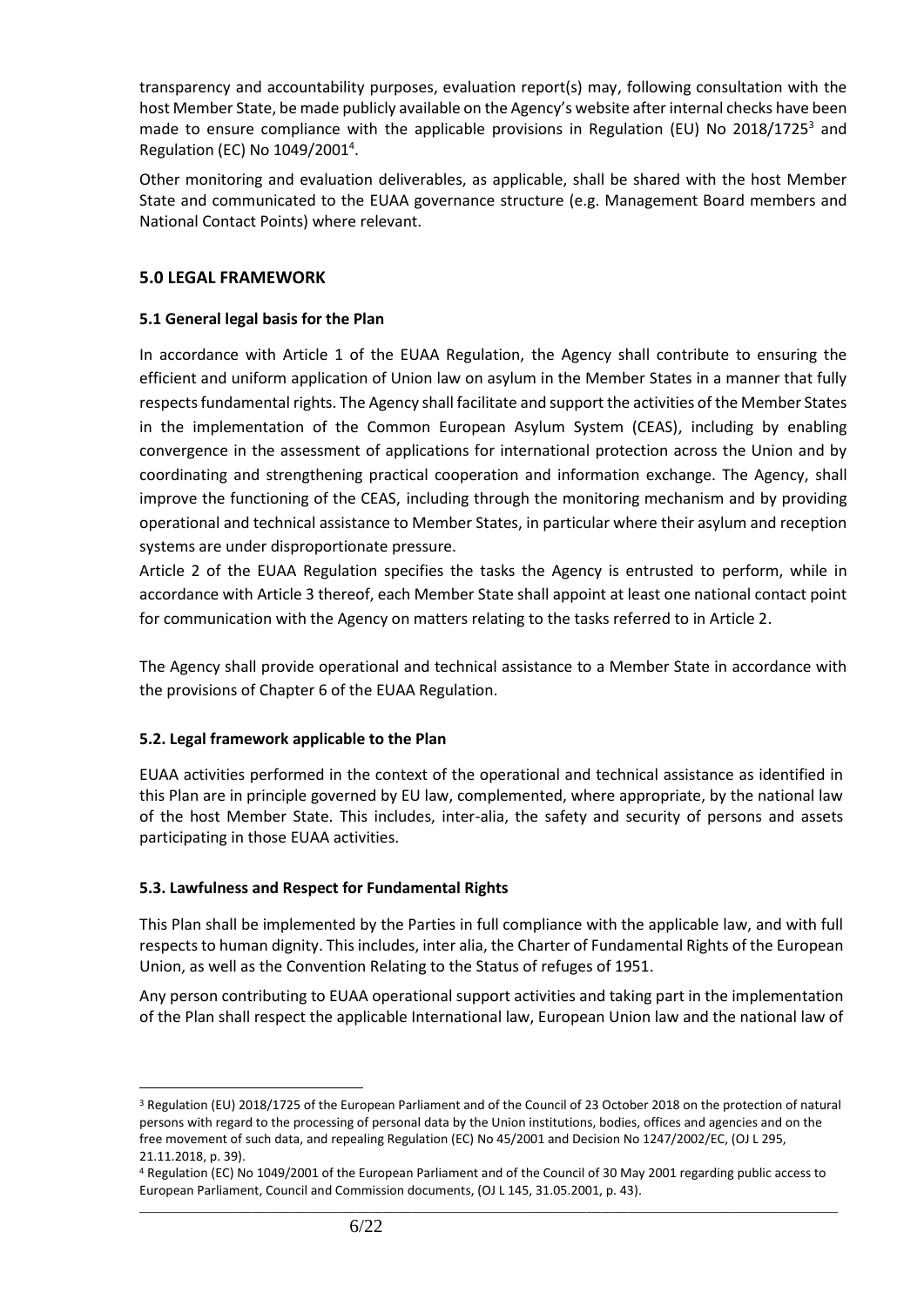transparency and accountability purposes, evaluation report(s) may, following consultation with the host Member State, be made publicly available on the Agency's website after internal checks have been made to ensure compliance with the applicable provisions in Regulation (EU) No 2018/1725[3] and Regulation (EC) No 1049/2001[4].

Other monitoring and evaluation deliverables, as applicable, shall be shared with the host Member State and communicated to the EUAA governance structure (e.g. Management Board members and National Contact Points) where relevant.

## 5.0 LEGAL FRAMEWORK

### 5.1 General legal basis for the Plan

In accordance with Article 1 of the EUAA Regulation, the Agency shall contribute to ensuring the efficient and uniform application of Union law on asylum in the Member States in a manner that fully respects fundamental rights. The Agency shall facilitate and support the activities of the Member States in the implementation of the Common European Asylum System (CEAS), including by enabling convergence in the assessment of applications for international protection across the Union and by coordinating and strengthening practical cooperation and information exchange. The Agency, shall improve the functioning of the CEAS, including through the monitoring mechanism and by providing operational and technical assistance to Member States, in particular where their asylum and reception systems are under disproportionate pressure.

Article 2 of the EUAA Regulation specifies the tasks the Agency is entrusted to perform, while in accordance with Article 3 thereof, each Member State shall appoint at least one national contact point for communication with the Agency on matters relating to the tasks referred to in Article 2.

The Agency shall provide operational and technical assistance to a Member State in accordance with the provisions of Chapter 6 of the EUAA Regulation.

### 5.2. Legal framework applicable to the Plan

EUAA activities performed in the context of the operational and technical assistance as identified in this Plan are in principle governed by EU law, complemented, where appropriate, by the national law of the host Member State. This includes, inter-alia, the safety and security of persons and assets participating in those EUAA activities.

### 5.3. Lawfulness and Respect for Fundamental Rights

This Plan shall be implemented by the Parties in full compliance with the applicable law, and with full respects to human dignity. This includes, inter alia, the Charter of Fundamental Rights of the European Union, as well as the Convention Relating to the Status of refuges of 1951.

Any person contributing to EUAA operational support activities and taking part in the implementation of the Plan shall respect the applicable International law, European Union law and the national law of

---

[3] Regulation (EU) 2018/1725 of the European Parliament and of the Council of 23 October 2018 on the protection of natural persons with regard to the processing of personal data by the Union institutions, bodies, offices and agencies and on the free movement of such data, and repealing Regulation (EC) No 45/2001 and Decision No 1247/2002/EC, (OJ L 295, 21.11.2018, p. 39).

[4] Regulation (EC) No 1049/2001 of the European Parliament and of the Council of 30 May 2001 regarding public access to European Parliament, Council and Commission documents, (OJ L 145, 31.05.2001, p. 43).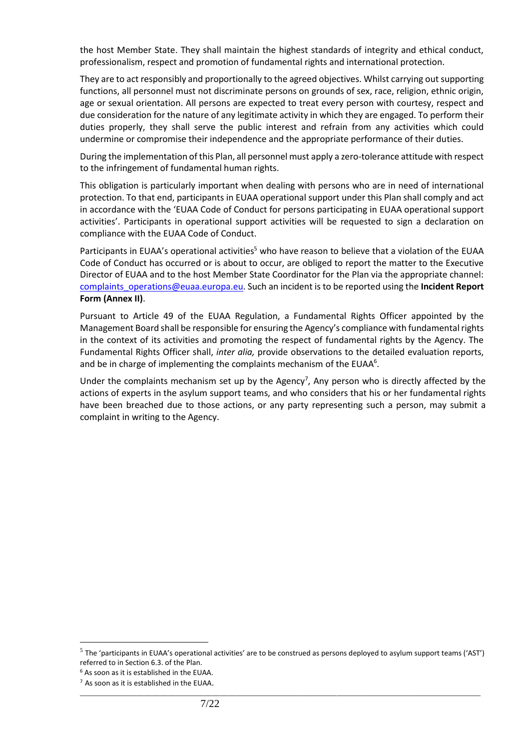the host Member State. They shall maintain the highest standards of integrity and ethical conduct, professionalism, respect and promotion of fundamental rights and international protection.

They are to act responsibly and proportionally to the agreed objectives. Whilst carrying out supporting functions, all personnel must not discriminate persons on grounds of sex, race, religion, ethnic origin, age or sexual orientation. All persons are expected to treat every person with courtesy, respect and due consideration for the nature of any legitimate activity in which they are engaged. To perform their duties properly, they shall serve the public interest and refrain from any activities which could undermine or compromise their independence and the appropriate performance of their duties.

During the implementation of this Plan, all personnel must apply a zero-tolerance attitude with respect to the infringement of fundamental human rights.

This obligation is particularly important when dealing with persons who are in need of international protection. To that end, participants in EUAA operational support under this Plan shall comply and act in accordance with the 'EUAA Code of Conduct for persons participating in EUAA operational support activities'. Participants in operational support activities will be requested to sign a declaration on compliance with the EUAA Code of Conduct.

Participants in EUAA's operational activities[5] who have reason to believe that a violation of the EUAA Code of Conduct has occurred or is about to occur, are obliged to report the matter to the Executive Director of EUAA and to the host Member State Coordinator for the Plan via the appropriate channel: complaints_operations@euaa.europa.eu. Such an incident is to be reported using the **Incident Report Form (Annex II)**.

Pursuant to Article 49 of the EUAA Regulation, a Fundamental Rights Officer appointed by the Management Board shall be responsible for ensuring the Agency's compliance with fundamental rights in the context of its activities and promoting the respect of fundamental rights by the Agency. The Fundamental Rights Officer shall, *inter alia,* provide observations to the detailed evaluation reports, and be in charge of implementing the complaints mechanism of the EUAA[6].

Under the complaints mechanism set up by the Agency[7], Any person who is directly affected by the actions of experts in the asylum support teams, and who considers that his or her fundamental rights have been breached due to those actions, or any party representing such a person, may submit a complaint in writing to the Agency.

[5] The 'participants in EUAA's operational activities' are to be construed as persons deployed to asylum support teams ('AST') referred to in Section 6.3. of the Plan.

[6] As soon as it is established in the EUAA.

[7] As soon as it is established in the EUAA.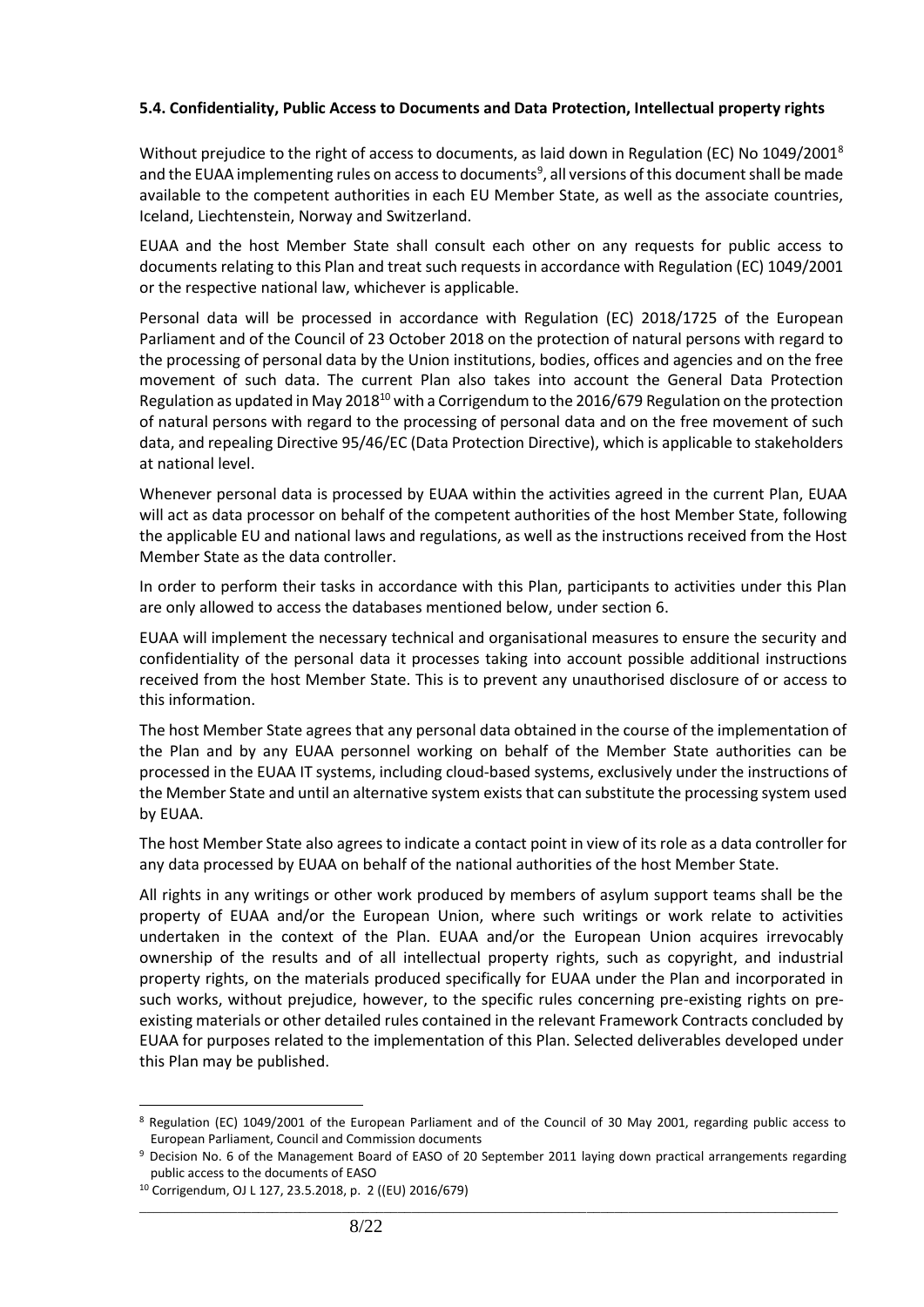#### 5.4. Confidentiality, Public Access to Documents and Data Protection, Intellectual property rights

Without prejudice to the right of access to documents, as laid down in Regulation (EC) No 1049/2001[8] and the EUAA implementing rules on access to documents[9], all versions of this document shall be made available to the competent authorities in each EU Member State, as well as the associate countries, Iceland, Liechtenstein, Norway and Switzerland.

EUAA and the host Member State shall consult each other on any requests for public access to documents relating to this Plan and treat such requests in accordance with Regulation (EC) 1049/2001 or the respective national law, whichever is applicable.

Personal data will be processed in accordance with Regulation (EC) 2018/1725 of the European Parliament and of the Council of 23 October 2018 on the protection of natural persons with regard to the processing of personal data by the Union institutions, bodies, offices and agencies and on the free movement of such data. The current Plan also takes into account the General Data Protection Regulation as updated in May 2018[10] with a Corrigendum to the 2016/679 Regulation on the protection of natural persons with regard to the processing of personal data and on the free movement of such data, and repealing Directive 95/46/EC (Data Protection Directive), which is applicable to stakeholders at national level.

Whenever personal data is processed by EUAA within the activities agreed in the current Plan, EUAA will act as data processor on behalf of the competent authorities of the host Member State, following the applicable EU and national laws and regulations, as well as the instructions received from the Host Member State as the data controller.

In order to perform their tasks in accordance with this Plan, participants to activities under this Plan are only allowed to access the databases mentioned below, under section 6.

EUAA will implement the necessary technical and organisational measures to ensure the security and confidentiality of the personal data it processes taking into account possible additional instructions received from the host Member State. This is to prevent any unauthorised disclosure of or access to this information.

The host Member State agrees that any personal data obtained in the course of the implementation of the Plan and by any EUAA personnel working on behalf of the Member State authorities can be processed in the EUAA IT systems, including cloud-based systems, exclusively under the instructions of the Member State and until an alternative system exists that can substitute the processing system used by EUAA.

The host Member State also agrees to indicate a contact point in view of its role as a data controller for any data processed by EUAA on behalf of the national authorities of the host Member State.

All rights in any writings or other work produced by members of asylum support teams shall be the property of EUAA and/or the European Union, where such writings or work relate to activities undertaken in the context of the Plan. EUAA and/or the European Union acquires irrevocably ownership of the results and of all intellectual property rights, such as copyright, and industrial property rights, on the materials produced specifically for EUAA under the Plan and incorporated in such works, without prejudice, however, to the specific rules concerning pre-existing rights on pre-existing materials or other detailed rules contained in the relevant Framework Contracts concluded by EUAA for purposes related to the implementation of this Plan. Selected deliverables developed under this Plan may be published.

---

[8] Regulation (EC) 1049/2001 of the European Parliament and of the Council of 30 May 2001, regarding public access to European Parliament, Council and Commission documents

[9] Decision No. 6 of the Management Board of EASO of 20 September 2011 laying down practical arrangements regarding public access to the documents of EASO

[10] Corrigendum, OJ L 127, 23.5.2018, p. 2 ((EU) 2016/679)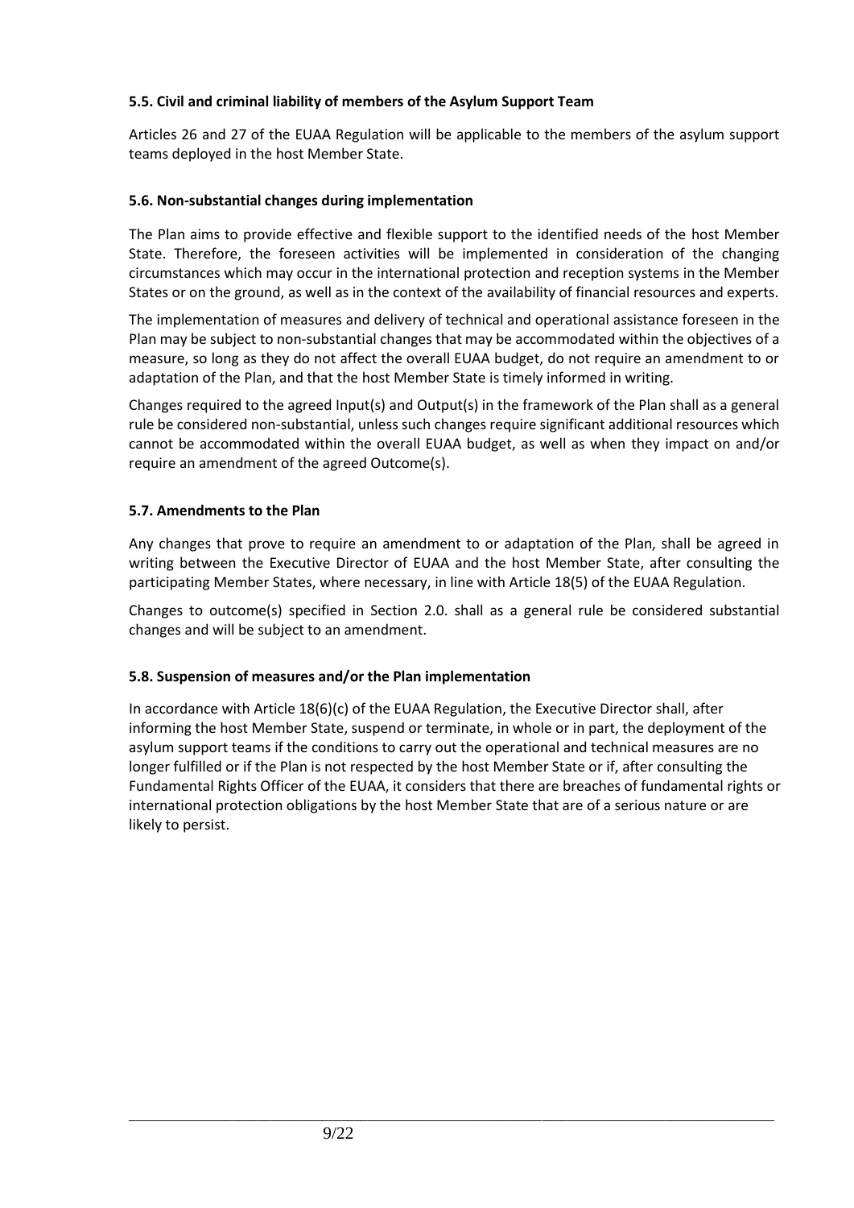### 5.5. Civil and criminal liability of members of the Asylum Support Team

Articles 26 and 27 of the EUAA Regulation will be applicable to the members of the asylum support teams deployed in the host Member State.

### 5.6. Non-substantial changes during implementation

The Plan aims to provide effective and flexible support to the identified needs of the host Member State. Therefore, the foreseen activities will be implemented in consideration of the changing circumstances which may occur in the international protection and reception systems in the Member States or on the ground, as well as in the context of the availability of financial resources and experts.

The implementation of measures and delivery of technical and operational assistance foreseen in the Plan may be subject to non-substantial changes that may be accommodated within the objectives of a measure, so long as they do not affect the overall EUAA budget, do not require an amendment to or adaptation of the Plan, and that the host Member State is timely informed in writing.

Changes required to the agreed Input(s) and Output(s) in the framework of the Plan shall as a general rule be considered non-substantial, unless such changes require significant additional resources which cannot be accommodated within the overall EUAA budget, as well as when they impact on and/or require an amendment of the agreed Outcome(s).

### 5.7. Amendments to the Plan

Any changes that prove to require an amendment to or adaptation of the Plan, shall be agreed in writing between the Executive Director of EUAA and the host Member State, after consulting the participating Member States, where necessary, in line with Article 18(5) of the EUAA Regulation.

Changes to outcome(s) specified in Section 2.0. shall as a general rule be considered substantial changes and will be subject to an amendment.

### 5.8. Suspension of measures and/or the Plan implementation

In accordance with Article 18(6)(c) of the EUAA Regulation, the Executive Director shall, after informing the host Member State, suspend or terminate, in whole or in part, the deployment of the asylum support teams if the conditions to carry out the operational and technical measures are no longer fulfilled or if the Plan is not respected by the host Member State or if, after consulting the Fundamental Rights Officer of the EUAA, it considers that there are breaches of fundamental rights or international protection obligations by the host Member State that are of a serious nature or are likely to persist.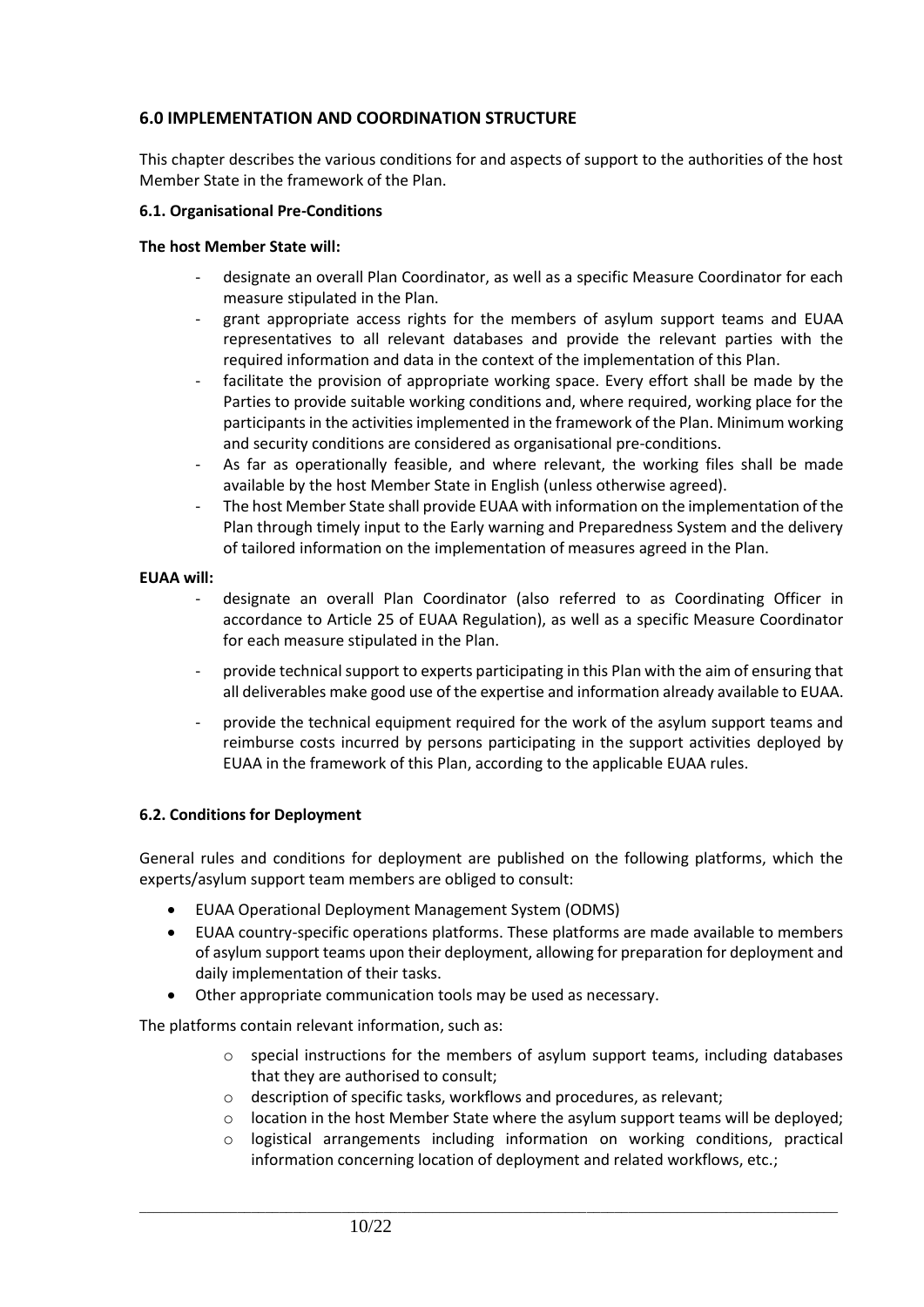## 6.0 IMPLEMENTATION AND COORDINATION STRUCTURE

This chapter describes the various conditions for and aspects of support to the authorities of the host Member State in the framework of the Plan.

### 6.1. Organisational Pre-Conditions

**The host Member State will:**

- designate an overall Plan Coordinator, as well as a specific Measure Coordinator for each measure stipulated in the Plan.
- grant appropriate access rights for the members of asylum support teams and EUAA representatives to all relevant databases and provide the relevant parties with the required information and data in the context of the implementation of this Plan.
- facilitate the provision of appropriate working space. Every effort shall be made by the Parties to provide suitable working conditions and, where required, working place for the participants in the activities implemented in the framework of the Plan. Minimum working and security conditions are considered as organisational pre-conditions.
- As far as operationally feasible, and where relevant, the working files shall be made available by the host Member State in English (unless otherwise agreed).
- The host Member State shall provide EUAA with information on the implementation of the Plan through timely input to the Early warning and Preparedness System and the delivery of tailored information on the implementation of measures agreed in the Plan.

**EUAA will:**

- designate an overall Plan Coordinator (also referred to as Coordinating Officer in accordance to Article 25 of EUAA Regulation), as well as a specific Measure Coordinator for each measure stipulated in the Plan.
- provide technical support to experts participating in this Plan with the aim of ensuring that all deliverables make good use of the expertise and information already available to EUAA.
- provide the technical equipment required for the work of the asylum support teams and reimburse costs incurred by persons participating in the support activities deployed by EUAA in the framework of this Plan, according to the applicable EUAA rules.

### 6.2. Conditions for Deployment

General rules and conditions for deployment are published on the following platforms, which the experts/asylum support team members are obliged to consult:

- EUAA Operational Deployment Management System (ODMS)
- EUAA country-specific operations platforms. These platforms are made available to members of asylum support teams upon their deployment, allowing for preparation for deployment and daily implementation of their tasks.
- Other appropriate communication tools may be used as necessary.

The platforms contain relevant information, such as:

- special instructions for the members of asylum support teams, including databases that they are authorised to consult;
- description of specific tasks, workflows and procedures, as relevant;
- location in the host Member State where the asylum support teams will be deployed;
- logistical arrangements including information on working conditions, practical information concerning location of deployment and related workflows, etc.;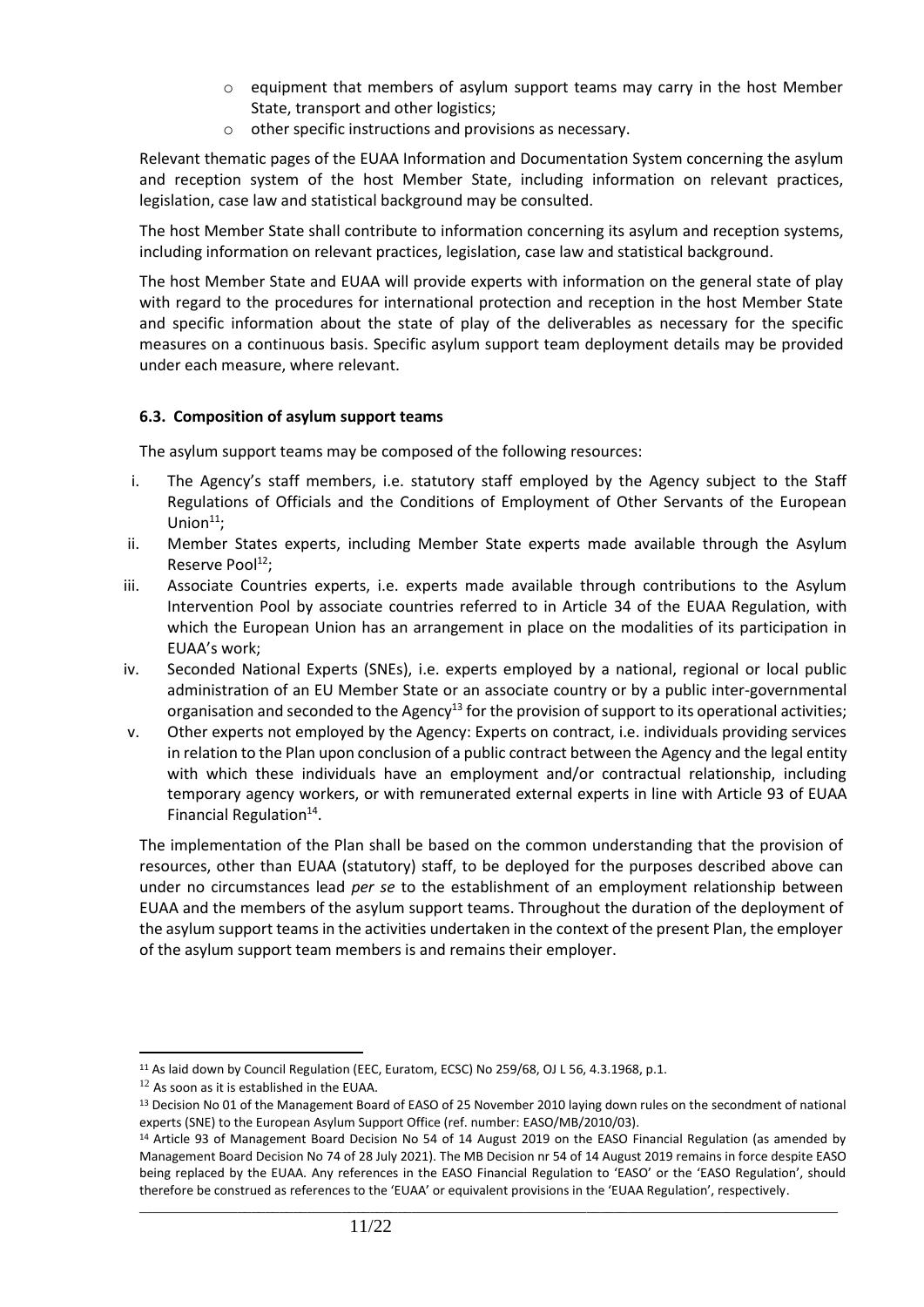- equipment that members of asylum support teams may carry in the host Member State, transport and other logistics;
- other specific instructions and provisions as necessary.

Relevant thematic pages of the EUAA Information and Documentation System concerning the asylum and reception system of the host Member State, including information on relevant practices, legislation, case law and statistical background may be consulted.

The host Member State shall contribute to information concerning its asylum and reception systems, including information on relevant practices, legislation, case law and statistical background.

The host Member State and EUAA will provide experts with information on the general state of play with regard to the procedures for international protection and reception in the host Member State and specific information about the state of play of the deliverables as necessary for the specific measures on a continuous basis. Specific asylum support team deployment details may be provided under each measure, where relevant.

### 6.3. Composition of asylum support teams

The asylum support teams may be composed of the following resources:

i. The Agency's staff members, i.e. statutory staff employed by the Agency subject to the Staff Regulations of Officials and the Conditions of Employment of Other Servants of the European Union[11];
ii. Member States experts, including Member State experts made available through the Asylum Reserve Pool[12];
iii. Associate Countries experts, i.e. experts made available through contributions to the Asylum Intervention Pool by associate countries referred to in Article 34 of the EUAA Regulation, with which the European Union has an arrangement in place on the modalities of its participation in EUAA's work;
iv. Seconded National Experts (SNEs), i.e. experts employed by a national, regional or local public administration of an EU Member State or an associate country or by a public inter-governmental organisation and seconded to the Agency[13] for the provision of support to its operational activities;
v. Other experts not employed by the Agency: Experts on contract, i.e. individuals providing services in relation to the Plan upon conclusion of a public contract between the Agency and the legal entity with which these individuals have an employment and/or contractual relationship, including temporary agency workers, or with remunerated external experts in line with Article 93 of EUAA Financial Regulation[14].

The implementation of the Plan shall be based on the common understanding that the provision of resources, other than EUAA (statutory) staff, to be deployed for the purposes described above can under no circumstances lead *per se* to the establishment of an employment relationship between EUAA and the members of the asylum support teams. Throughout the duration of the deployment of the asylum support teams in the activities undertaken in the context of the present Plan, the employer of the asylum support team members is and remains their employer.

---

[11] As laid down by Council Regulation (EEC, Euratom, ECSC) No 259/68, OJ L 56, 4.3.1968, p.1.

[12] As soon as it is established in the EUAA.

[13] Decision No 01 of the Management Board of EASO of 25 November 2010 laying down rules on the secondment of national experts (SNE) to the European Asylum Support Office (ref. number: EASO/MB/2010/03).

[14] Article 93 of Management Board Decision No 54 of 14 August 2019 on the EASO Financial Regulation (as amended by Management Board Decision No 74 of 28 July 2021). The MB Decision nr 54 of 14 August 2019 remains in force despite EASO being replaced by the EUAA. Any references in the EASO Financial Regulation to 'EASO' or the 'EASO Regulation', should therefore be construed as references to the 'EUAA' or equivalent provisions in the 'EUAA Regulation', respectively.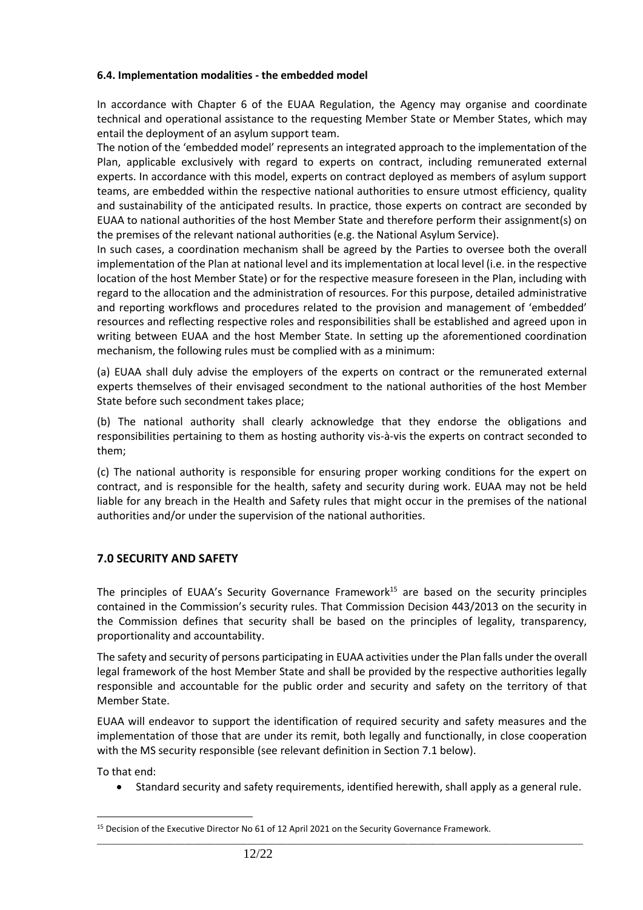#### 6.4. Implementation modalities - the embedded model

In accordance with Chapter 6 of the EUAA Regulation, the Agency may organise and coordinate technical and operational assistance to the requesting Member State or Member States, which may entail the deployment of an asylum support team.

The notion of the 'embedded model' represents an integrated approach to the implementation of the Plan, applicable exclusively with regard to experts on contract, including remunerated external experts. In accordance with this model, experts on contract deployed as members of asylum support teams, are embedded within the respective national authorities to ensure utmost efficiency, quality and sustainability of the anticipated results. In practice, those experts on contract are seconded by EUAA to national authorities of the host Member State and therefore perform their assignment(s) on the premises of the relevant national authorities (e.g. the National Asylum Service).

In such cases, a coordination mechanism shall be agreed by the Parties to oversee both the overall implementation of the Plan at national level and its implementation at local level (i.e. in the respective location of the host Member State) or for the respective measure foreseen in the Plan, including with regard to the allocation and the administration of resources. For this purpose, detailed administrative and reporting workflows and procedures related to the provision and management of 'embedded' resources and reflecting respective roles and responsibilities shall be established and agreed upon in writing between EUAA and the host Member State. In setting up the aforementioned coordination mechanism, the following rules must be complied with as a minimum:

(a) EUAA shall duly advise the employers of the experts on contract or the remunerated external experts themselves of their envisaged secondment to the national authorities of the host Member State before such secondment takes place;

(b) The national authority shall clearly acknowledge that they endorse the obligations and responsibilities pertaining to them as hosting authority vis-à-vis the experts on contract seconded to them;

(c) The national authority is responsible for ensuring proper working conditions for the expert on contract, and is responsible for the health, safety and security during work. EUAA may not be held liable for any breach in the Health and Safety rules that might occur in the premises of the national authorities and/or under the supervision of the national authorities.

## 7.0 SECURITY AND SAFETY

The principles of EUAA's Security Governance Framework[15] are based on the security principles contained in the Commission's security rules. That Commission Decision 443/2013 on the security in the Commission defines that security shall be based on the principles of legality, transparency, proportionality and accountability.

The safety and security of persons participating in EUAA activities under the Plan falls under the overall legal framework of the host Member State and shall be provided by the respective authorities legally responsible and accountable for the public order and security and safety on the territory of that Member State.

EUAA will endeavor to support the identification of required security and safety measures and the implementation of those that are under its remit, both legally and functionally, in close cooperation with the MS security responsible (see relevant definition in Section 7.1 below).

To that end:

- Standard security and safety requirements, identified herewith, shall apply as a general rule.

[15] Decision of the Executive Director No 61 of 12 April 2021 on the Security Governance Framework.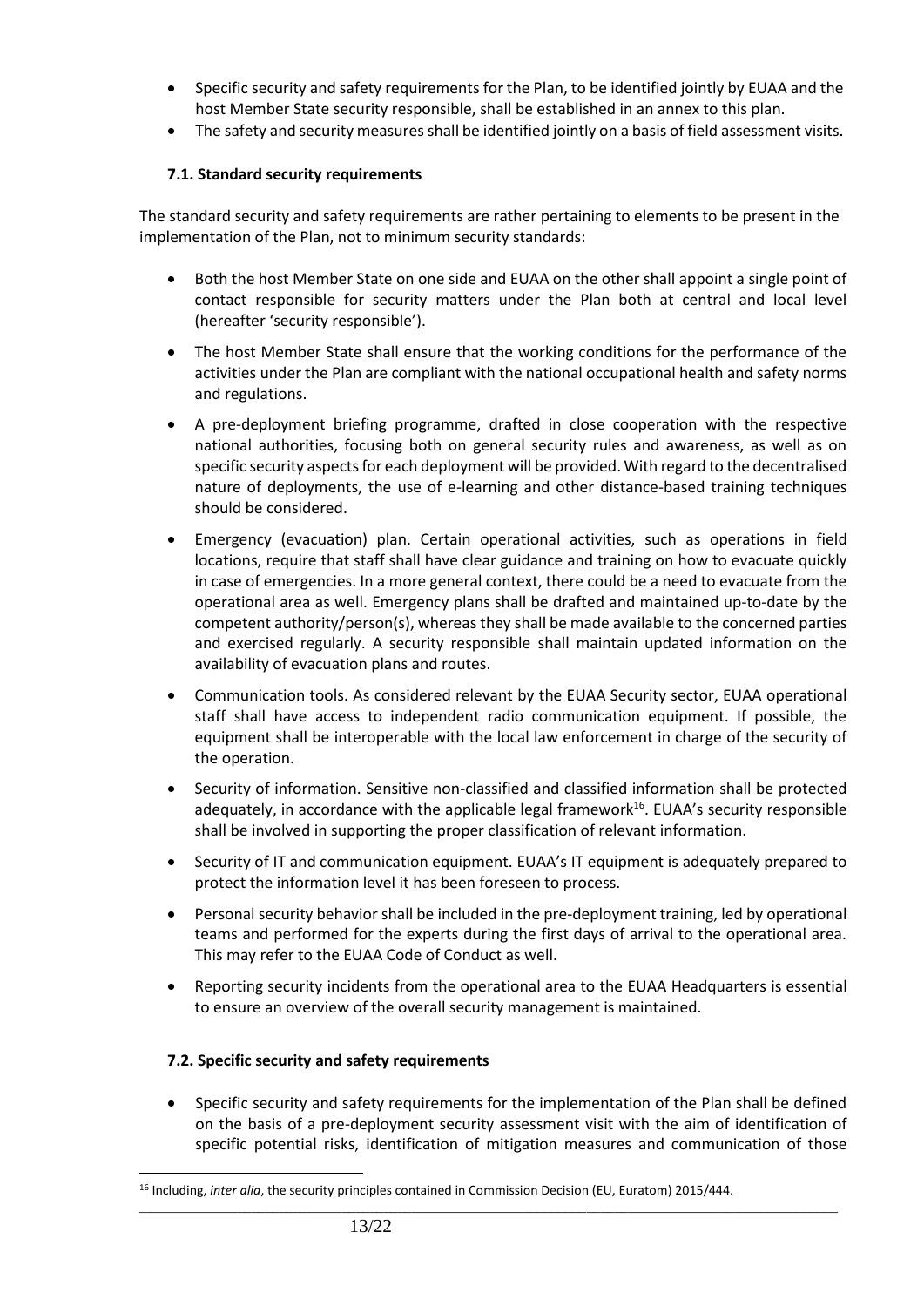- Specific security and safety requirements for the Plan, to be identified jointly by EUAA and the host Member State security responsible, shall be established in an annex to this plan.
- The safety and security measures shall be identified jointly on a basis of field assessment visits.

### 7.1. Standard security requirements

The standard security and safety requirements are rather pertaining to elements to be present in the implementation of the Plan, not to minimum security standards:

- Both the host Member State on one side and EUAA on the other shall appoint a single point of contact responsible for security matters under the Plan both at central and local level (hereafter 'security responsible').
- The host Member State shall ensure that the working conditions for the performance of the activities under the Plan are compliant with the national occupational health and safety norms and regulations.
- A pre-deployment briefing programme, drafted in close cooperation with the respective national authorities, focusing both on general security rules and awareness, as well as on specific security aspects for each deployment will be provided. With regard to the decentralised nature of deployments, the use of e-learning and other distance-based training techniques should be considered.
- Emergency (evacuation) plan. Certain operational activities, such as operations in field locations, require that staff shall have clear guidance and training on how to evacuate quickly in case of emergencies. In a more general context, there could be a need to evacuate from the operational area as well. Emergency plans shall be drafted and maintained up-to-date by the competent authority/person(s), whereas they shall be made available to the concerned parties and exercised regularly. A security responsible shall maintain updated information on the availability of evacuation plans and routes.
- Communication tools. As considered relevant by the EUAA Security sector, EUAA operational staff shall have access to independent radio communication equipment. If possible, the equipment shall be interoperable with the local law enforcement in charge of the security of the operation.
- Security of information. Sensitive non-classified and classified information shall be protected adequately, in accordance with the applicable legal framework[16]. EUAA's security responsible shall be involved in supporting the proper classification of relevant information.
- Security of IT and communication equipment. EUAA's IT equipment is adequately prepared to protect the information level it has been foreseen to process.
- Personal security behavior shall be included in the pre-deployment training, led by operational teams and performed for the experts during the first days of arrival to the operational area. This may refer to the EUAA Code of Conduct as well.
- Reporting security incidents from the operational area to the EUAA Headquarters is essential to ensure an overview of the overall security management is maintained.

### 7.2. Specific security and safety requirements

- Specific security and safety requirements for the implementation of the Plan shall be defined on the basis of a pre-deployment security assessment visit with the aim of identification of specific potential risks, identification of mitigation measures and communication of those

[16] Including, *inter alia*, the security principles contained in Commission Decision (EU, Euratom) 2015/444.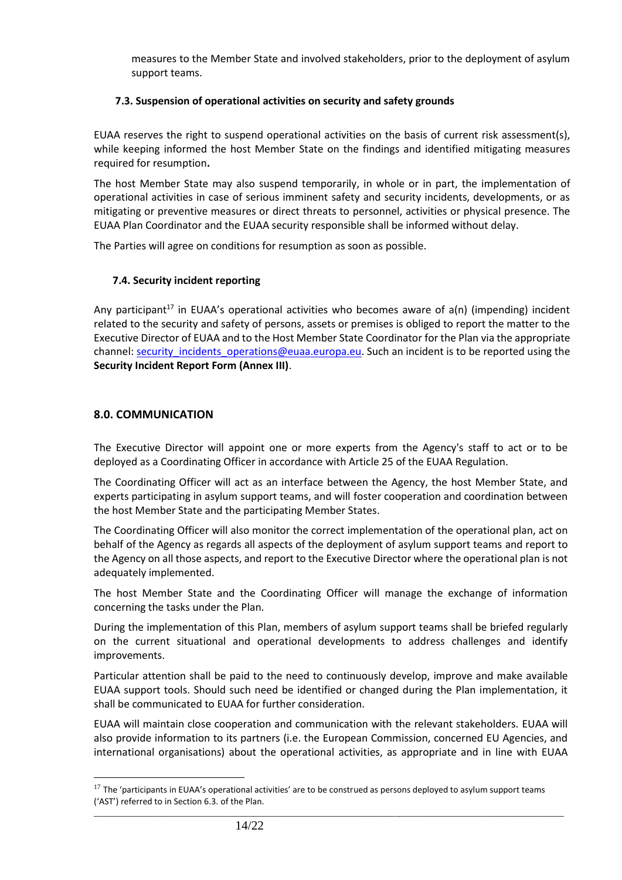measures to the Member State and involved stakeholders, prior to the deployment of asylum support teams.

### 7.3. Suspension of operational activities on security and safety grounds

EUAA reserves the right to suspend operational activities on the basis of current risk assessment(s), while keeping informed the host Member State on the findings and identified mitigating measures required for resumption**.**

The host Member State may also suspend temporarily, in whole or in part, the implementation of operational activities in case of serious imminent safety and security incidents, developments, or as mitigating or preventive measures or direct threats to personnel, activities or physical presence. The EUAA Plan Coordinator and the EUAA security responsible shall be informed without delay.

The Parties will agree on conditions for resumption as soon as possible.

### 7.4. Security incident reporting

Any participant[17] in EUAA's operational activities who becomes aware of a(n) (impending) incident related to the security and safety of persons, assets or premises is obliged to report the matter to the Executive Director of EUAA and to the Host Member State Coordinator for the Plan via the appropriate channel: security_incidents_operations@euaa.europa.eu. Such an incident is to be reported using the **Security Incident Report Form (Annex III)**.

## 8.0. COMMUNICATION

The Executive Director will appoint one or more experts from the Agency's staff to act or to be deployed as a Coordinating Officer in accordance with Article 25 of the EUAA Regulation.

The Coordinating Officer will act as an interface between the Agency, the host Member State, and experts participating in asylum support teams, and will foster cooperation and coordination between the host Member State and the participating Member States.

The Coordinating Officer will also monitor the correct implementation of the operational plan, act on behalf of the Agency as regards all aspects of the deployment of asylum support teams and report to the Agency on all those aspects, and report to the Executive Director where the operational plan is not adequately implemented.

The host Member State and the Coordinating Officer will manage the exchange of information concerning the tasks under the Plan.

During the implementation of this Plan, members of asylum support teams shall be briefed regularly on the current situational and operational developments to address challenges and identify improvements.

Particular attention shall be paid to the need to continuously develop, improve and make available EUAA support tools. Should such need be identified or changed during the Plan implementation, it shall be communicated to EUAA for further consideration.

EUAA will maintain close cooperation and communication with the relevant stakeholders. EUAA will also provide information to its partners (i.e. the European Commission, concerned EU Agencies, and international organisations) about the operational activities, as appropriate and in line with EUAA

---

[17] The 'participants in EUAA's operational activities' are to be construed as persons deployed to asylum support teams ('AST') referred to in Section 6.3. of the Plan.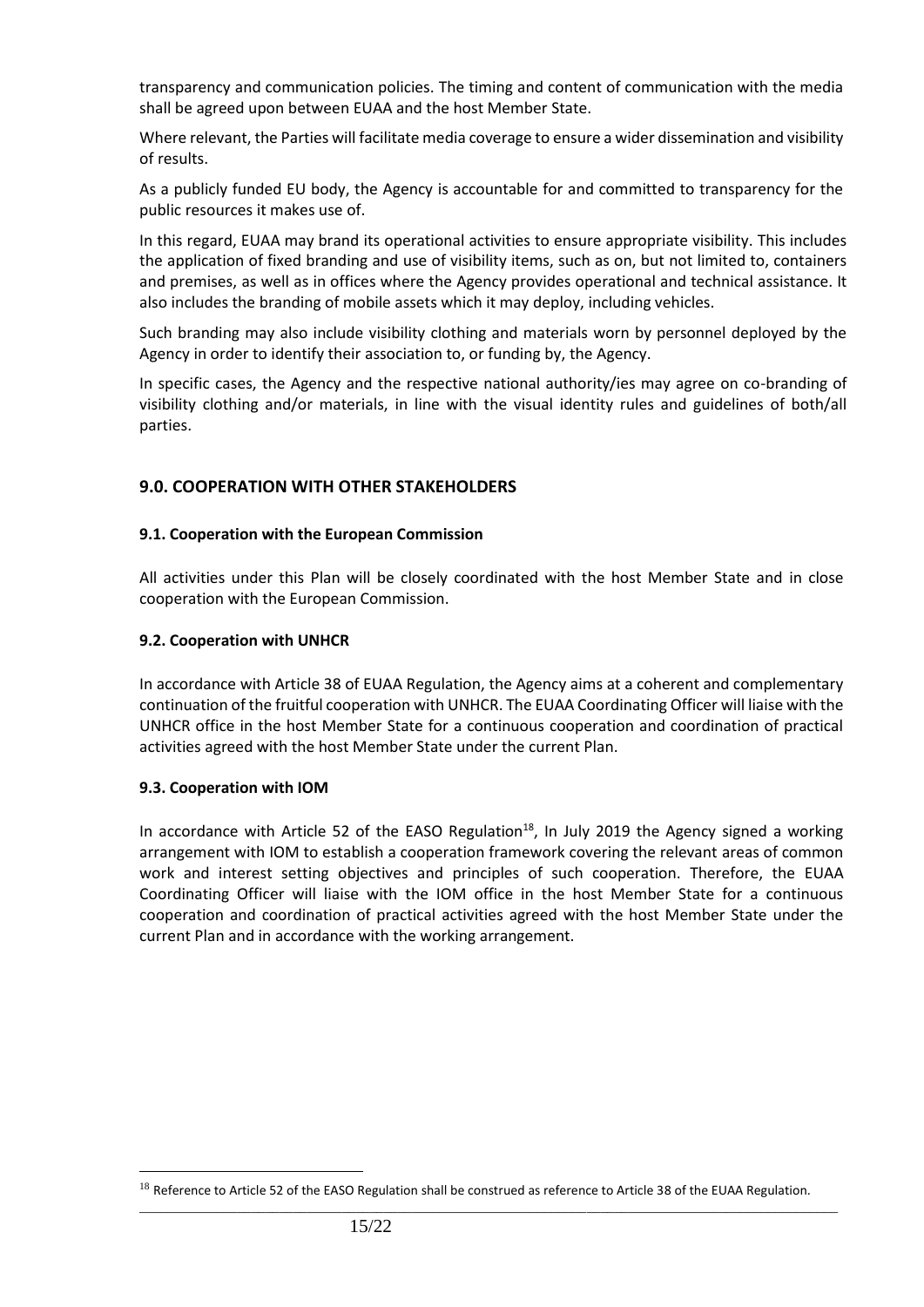transparency and communication policies. The timing and content of communication with the media shall be agreed upon between EUAA and the host Member State.

Where relevant, the Parties will facilitate media coverage to ensure a wider dissemination and visibility of results.

As a publicly funded EU body, the Agency is accountable for and committed to transparency for the public resources it makes use of.

In this regard, EUAA may brand its operational activities to ensure appropriate visibility. This includes the application of fixed branding and use of visibility items, such as on, but not limited to, containers and premises, as well as in offices where the Agency provides operational and technical assistance. It also includes the branding of mobile assets which it may deploy, including vehicles.

Such branding may also include visibility clothing and materials worn by personnel deployed by the Agency in order to identify their association to, or funding by, the Agency.

In specific cases, the Agency and the respective national authority/ies may agree on co-branding of visibility clothing and/or materials, in line with the visual identity rules and guidelines of both/all parties.

## 9.0. COOPERATION WITH OTHER STAKEHOLDERS

### 9.1. Cooperation with the European Commission

All activities under this Plan will be closely coordinated with the host Member State and in close cooperation with the European Commission.

### 9.2. Cooperation with UNHCR

In accordance with Article 38 of EUAA Regulation, the Agency aims at a coherent and complementary continuation of the fruitful cooperation with UNHCR. The EUAA Coordinating Officer will liaise with the UNHCR office in the host Member State for a continuous cooperation and coordination of practical activities agreed with the host Member State under the current Plan.

### 9.3. Cooperation with IOM

In accordance with Article 52 of the EASO Regulation[18], In July 2019 the Agency signed a working arrangement with IOM to establish a cooperation framework covering the relevant areas of common work and interest setting objectives and principles of such cooperation. Therefore, the EUAA Coordinating Officer will liaise with the IOM office in the host Member State for a continuous cooperation and coordination of practical activities agreed with the host Member State under the current Plan and in accordance with the working arrangement.

---

[18] Reference to Article 52 of the EASO Regulation shall be construed as reference to Article 38 of the EUAA Regulation.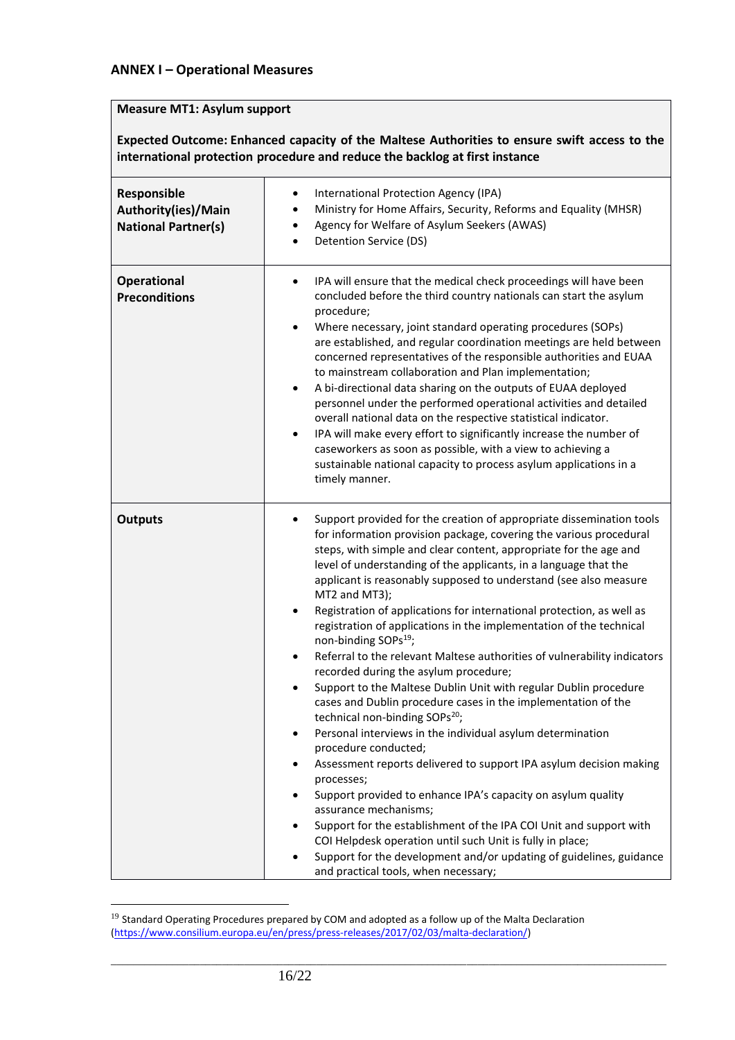## ANNEX I – Operational Measures

| **Measure MT1: Asylum support** | |
|---|---|
| **Expected Outcome: Enhanced capacity of the Maltese Authorities to ensure swift access to the international protection procedure and reduce the backlog at first instance** | |
| **Responsible Authority(ies)/Main National Partner(s)** | • International Protection Agency (IPA)<br>• Ministry for Home Affairs, Security, Reforms and Equality (MHSR)<br>• Agency for Welfare of Asylum Seekers (AWAS)<br>• Detention Service (DS) |
| **Operational Preconditions** | • IPA will ensure that the medical check proceedings will have been concluded before the third country nationals can start the asylum procedure;<br>• Where necessary, joint standard operating procedures (SOPs) are established, and regular coordination meetings are held between concerned representatives of the responsible authorities and EUAA to mainstream collaboration and Plan implementation;<br>• A bi-directional data sharing on the outputs of EUAA deployed personnel under the performed operational activities and detailed overall national data on the respective statistical indicator.<br>• IPA will make every effort to significantly increase the number of caseworkers as soon as possible, with a view to achieving a sustainable national capacity to process asylum applications in a timely manner. |
| **Outputs** | • Support provided for the creation of appropriate dissemination tools for information provision package, covering the various procedural steps, with simple and clear content, appropriate for the age and level of understanding of the applicants, in a language that the applicant is reasonably supposed to understand (see also measure MT2 and MT3);<br>• Registration of applications for international protection, as well as registration of applications in the implementation of the technical non-binding SOPs[19];<br>• Referral to the relevant Maltese authorities of vulnerability indicators recorded during the asylum procedure;<br>• Support to the Maltese Dublin Unit with regular Dublin procedure cases and Dublin procedure cases in the implementation of the technical non-binding SOPs[20];<br>• Personal interviews in the individual asylum determination procedure conducted;<br>• Assessment reports delivered to support IPA asylum decision making processes;<br>• Support provided to enhance IPA's capacity on asylum quality assurance mechanisms;<br>• Support for the establishment of the IPA COI Unit and support with COI Helpdesk operation until such Unit is fully in place;<br>• Support for the development and/or updating of guidelines, guidance and practical tools, when necessary; |

[19] Standard Operating Procedures prepared by COM and adopted as a follow up of the Malta Declaration (https://www.consilium.europa.eu/en/press/press-releases/2017/02/03/malta-declaration/)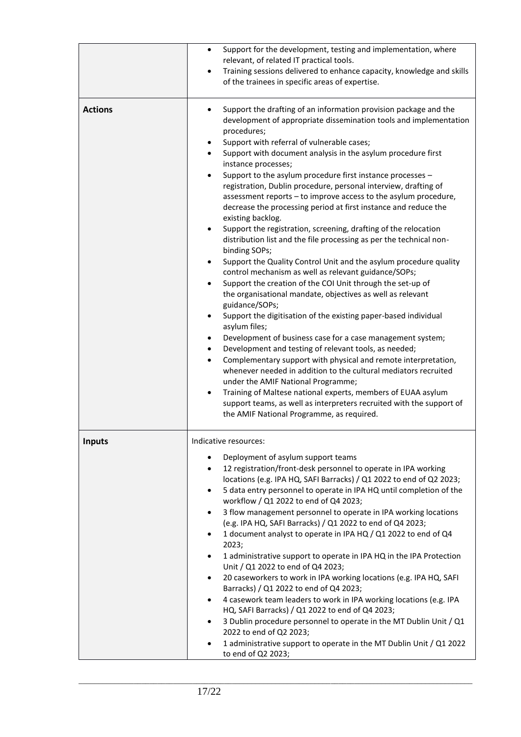| | |
|---|---|
| | • Support for the development, testing and implementation, where relevant, of related IT practical tools.<br>• Training sessions delivered to enhance capacity, knowledge and skills of the trainees in specific areas of expertise. |
| **Actions** | • Support the drafting of an information provision package and the development of appropriate dissemination tools and implementation procedures;<br>• Support with referral of vulnerable cases;<br>• Support with document analysis in the asylum procedure first instance processes;<br>• Support to the asylum procedure first instance processes – registration, Dublin procedure, personal interview, drafting of assessment reports – to improve access to the asylum procedure, decrease the processing period at first instance and reduce the existing backlog.<br>• Support the registration, screening, drafting of the relocation distribution list and the file processing as per the technical non-binding SOPs;<br>• Support the Quality Control Unit and the asylum procedure quality control mechanism as well as relevant guidance/SOPs;<br>• Support the creation of the COI Unit through the set-up of the organisational mandate, objectives as well as relevant guidance/SOPs;<br>• Support the digitisation of the existing paper-based individual asylum files;<br>• Development of business case for a case management system;<br>• Development and testing of relevant tools, as needed;<br>• Complementary support with physical and remote interpretation, whenever needed in addition to the cultural mediators recruited under the AMIF National Programme;<br>• Training of Maltese national experts, members of EUAA asylum support teams, as well as interpreters recruited with the support of the AMIF National Programme, as required. |
| **Inputs** | Indicative resources:<br>• Deployment of asylum support teams<br>• 12 registration/front-desk personnel to operate in IPA working locations (e.g. IPA HQ, SAFI Barracks) / Q1 2022 to end of Q2 2023;<br>• 5 data entry personnel to operate in IPA HQ until completion of the workflow / Q1 2022 to end of Q4 2023;<br>• 3 flow management personnel to operate in IPA working locations (e.g. IPA HQ, SAFI Barracks) / Q1 2022 to end of Q4 2023;<br>• 1 document analyst to operate in IPA HQ / Q1 2022 to end of Q4 2023;<br>• 1 administrative support to operate in IPA HQ in the IPA Protection Unit / Q1 2022 to end of Q4 2023;<br>• 20 caseworkers to work in IPA working locations (e.g. IPA HQ, SAFI Barracks) / Q1 2022 to end of Q4 2023;<br>• 4 casework team leaders to work in IPA working locations (e.g. IPA HQ, SAFI Barracks) / Q1 2022 to end of Q4 2023;<br>• 3 Dublin procedure personnel to operate in the MT Dublin Unit / Q1 2022 to end of Q2 2023;<br>• 1 administrative support to operate in the MT Dublin Unit / Q1 2022 to end of Q2 2023; |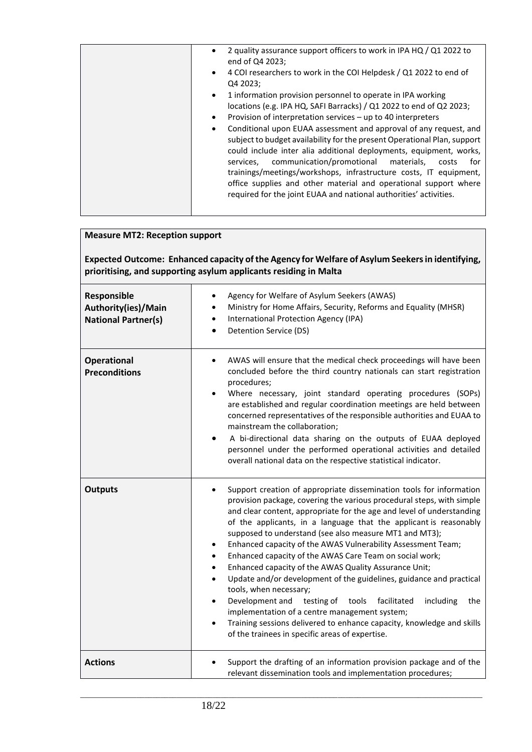| | |
|---|---|
| | • 2 quality assurance support officers to work in IPA HQ / Q1 2022 to end of Q4 2023;<br>• 4 COI researchers to work in the COI Helpdesk / Q1 2022 to end of Q4 2023;<br>• 1 information provision personnel to operate in IPA working locations (e.g. IPA HQ, SAFI Barracks) / Q1 2022 to end of Q2 2023;<br>• Provision of interpretation services – up to 40 interpreters<br>• Conditional upon EUAA assessment and approval of any request, and subject to budget availability for the present Operational Plan, support could include inter alia additional deployments, equipment, works, services, communication/promotional materials, costs for trainings/meetings/workshops, infrastructure costs, IT equipment, office supplies and other material and operational support where required for the joint EUAA and national authorities' activities. |

| **Measure MT2: Reception support**<br><br>**Expected Outcome: Enhanced capacity of the Agency for Welfare of Asylum Seekers in identifying, prioritising, and supporting asylum applicants residing in Malta** | |
|---|---|
| **Responsible Authority(ies)/Main National Partner(s)** | • Agency for Welfare of Asylum Seekers (AWAS)<br>• Ministry for Home Affairs, Security, Reforms and Equality (MHSR)<br>• International Protection Agency (IPA)<br>• Detention Service (DS) |
| **Operational Preconditions** | • AWAS will ensure that the medical check proceedings will have been concluded before the third country nationals can start registration procedures;<br>• Where necessary, joint standard operating procedures (SOPs) are established and regular coordination meetings are held between concerned representatives of the responsible authorities and EUAA to mainstream the collaboration;<br>• A bi-directional data sharing on the outputs of EUAA deployed personnel under the performed operational activities and detailed overall national data on the respective statistical indicator. |
| **Outputs** | • Support creation of appropriate dissemination tools for information provision package, covering the various procedural steps, with simple and clear content, appropriate for the age and level of understanding of the applicants, in a language that the applicant is reasonably supposed to understand (see also measure MT1 and MT3);<br>• Enhanced capacity of the AWAS Vulnerability Assessment Team;<br>• Enhanced capacity of the AWAS Care Team on social work;<br>• Enhanced capacity of the AWAS Quality Assurance Unit;<br>• Update and/or development of the guidelines, guidance and practical tools, when necessary;<br>• Development and testing of tools facilitated including the implementation of a centre management system;<br>• Training sessions delivered to enhance capacity, knowledge and skills of the trainees in specific areas of expertise. |
| **Actions** | • Support the drafting of an information provision package and of the relevant dissemination tools and implementation procedures; |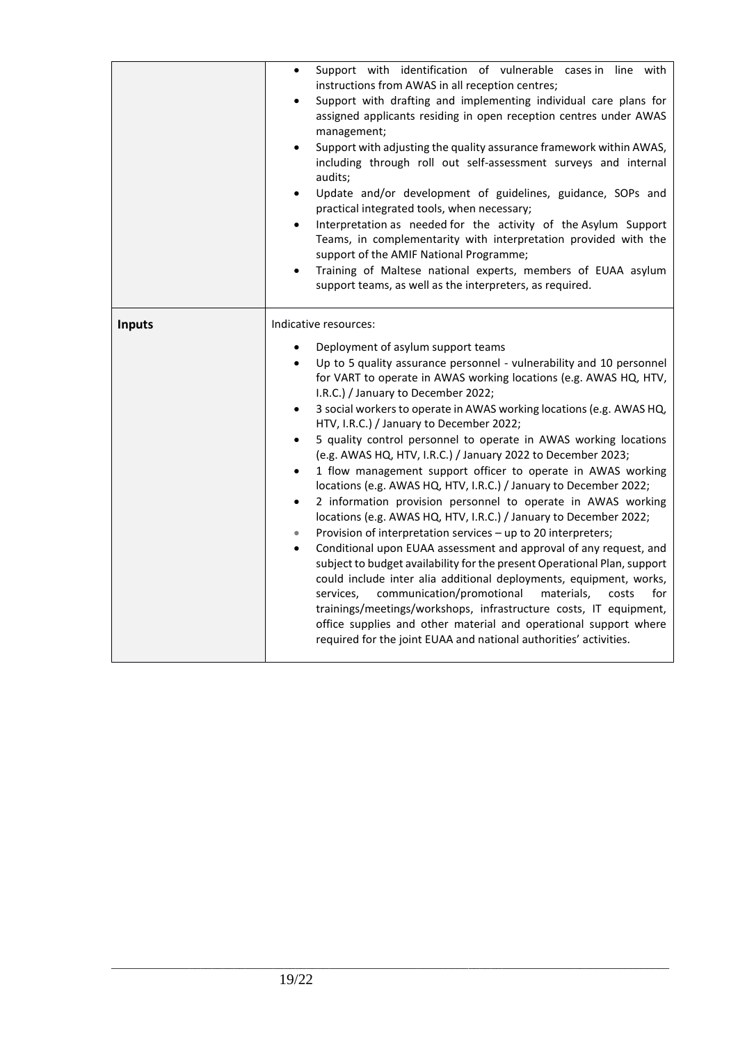| | |
|---|---|
| | • Support with identification of vulnerable cases in line with instructions from AWAS in all reception centres;<br>• Support with drafting and implementing individual care plans for assigned applicants residing in open reception centres under AWAS management;<br>• Support with adjusting the quality assurance framework within AWAS, including through roll out self-assessment surveys and internal audits;<br>• Update and/or development of guidelines, guidance, SOPs and practical integrated tools, when necessary;<br>• Interpretation as needed for the activity of the Asylum Support Teams, in complementarity with interpretation provided with the support of the AMIF National Programme;<br>• Training of Maltese national experts, members of EUAA asylum support teams, as well as the interpreters, as required. |
| **Inputs** | Indicative resources:<br>• Deployment of asylum support teams<br>• Up to 5 quality assurance personnel - vulnerability and 10 personnel for VART to operate in AWAS working locations (e.g. AWAS HQ, HTV, I.R.C.) / January to December 2022;<br>• 3 social workers to operate in AWAS working locations (e.g. AWAS HQ, HTV, I.R.C.) / January to December 2022;<br>• 5 quality control personnel to operate in AWAS working locations (e.g. AWAS HQ, HTV, I.R.C.) / January 2022 to December 2023;<br>• 1 flow management support officer to operate in AWAS working locations (e.g. AWAS HQ, HTV, I.R.C.) / January to December 2022;<br>• 2 information provision personnel to operate in AWAS working locations (e.g. AWAS HQ, HTV, I.R.C.) / January to December 2022;<br>• Provision of interpretation services – up to 20 interpreters;<br>• Conditional upon EUAA assessment and approval of any request, and subject to budget availability for the present Operational Plan, support could include inter alia additional deployments, equipment, works, services, communication/promotional materials, costs for trainings/meetings/workshops, infrastructure costs, IT equipment, office supplies and other material and operational support where required for the joint EUAA and national authorities' activities. |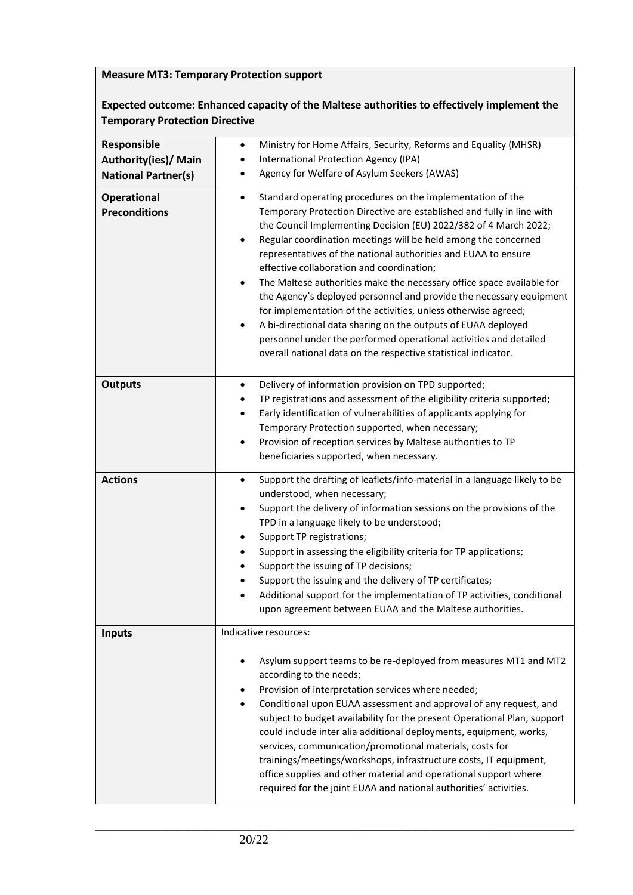| **Measure MT3: Temporary Protection support**<br><br>**Expected outcome: Enhanced capacity of the Maltese authorities to effectively implement the Temporary Protection Directive** | |
|---|---|
| **Responsible Authority(ies)/ Main National Partner(s)** | • Ministry for Home Affairs, Security, Reforms and Equality (MHSR)<br>• International Protection Agency (IPA)<br>• Agency for Welfare of Asylum Seekers (AWAS) |
| **Operational Preconditions** | • Standard operating procedures on the implementation of the Temporary Protection Directive are established and fully in line with the Council Implementing Decision (EU) 2022/382 of 4 March 2022;<br>• Regular coordination meetings will be held among the concerned representatives of the national authorities and EUAA to ensure effective collaboration and coordination;<br>• The Maltese authorities make the necessary office space available for the Agency's deployed personnel and provide the necessary equipment for implementation of the activities, unless otherwise agreed;<br>• A bi-directional data sharing on the outputs of EUAA deployed personnel under the performed operational activities and detailed overall national data on the respective statistical indicator. |
| **Outputs** | • Delivery of information provision on TPD supported;<br>• TP registrations and assessment of the eligibility criteria supported;<br>• Early identification of vulnerabilities of applicants applying for Temporary Protection supported, when necessary;<br>• Provision of reception services by Maltese authorities to TP beneficiaries supported, when necessary. |
| **Actions** | • Support the drafting of leaflets/info-material in a language likely to be understood, when necessary;<br>• Support the delivery of information sessions on the provisions of the TPD in a language likely to be understood;<br>• Support TP registrations;<br>• Support in assessing the eligibility criteria for TP applications;<br>• Support the issuing of TP decisions;<br>• Support the issuing and the delivery of TP certificates;<br>• Additional support for the implementation of TP activities, conditional upon agreement between EUAA and the Maltese authorities. |
| **Inputs** | Indicative resources:<br><br>• Asylum support teams to be re-deployed from measures MT1 and MT2 according to the needs;<br>• Provision of interpretation services where needed;<br>• Conditional upon EUAA assessment and approval of any request, and subject to budget availability for the present Operational Plan, support could include inter alia additional deployments, equipment, works, services, communication/promotional materials, costs for trainings/meetings/workshops, infrastructure costs, IT equipment, office supplies and other material and operational support where required for the joint EUAA and national authorities' activities. |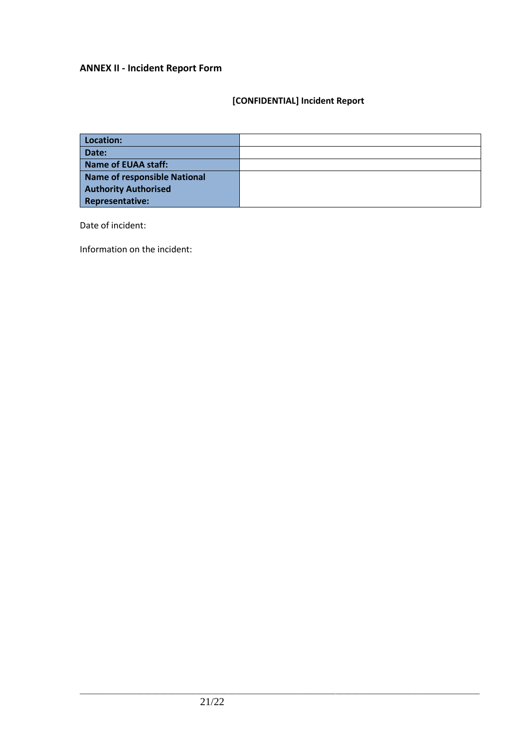**ANNEX II - Incident Report Form**

**[CONFIDENTIAL] Incident Report**

| **Location:** | |
|---|---|
| **Date:** | |
| **Name of EUAA staff:** | |
| **Name of responsible National Authority Authorised Representative:** | |

Date of incident:

Information on the incident: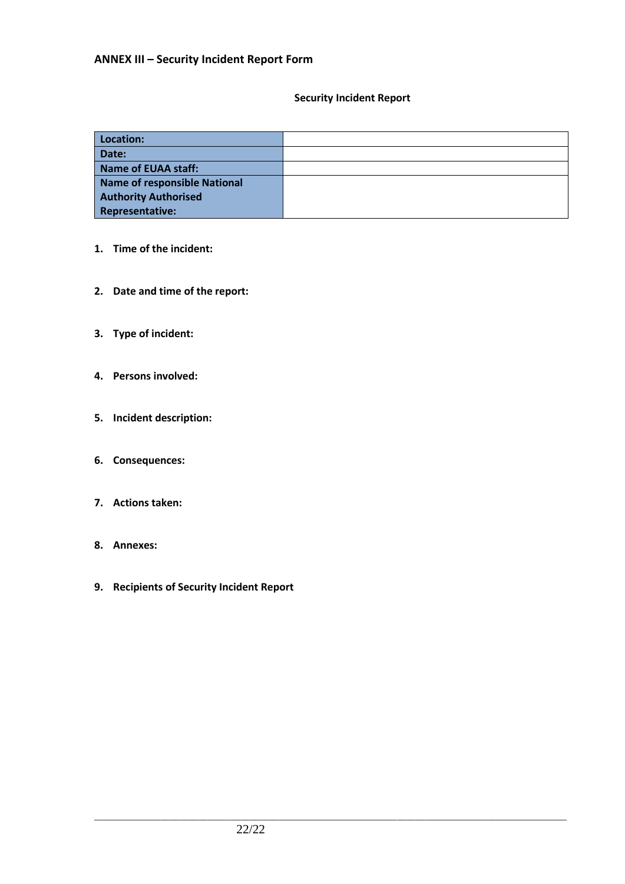## ANNEX III – Security Incident Report Form

**Security Incident Report**

| | |
|---|---|
| **Location:** | |
| **Date:** | |
| **Name of EUAA staff:** | |
| **Name of responsible National Authority Authorised Representative:** | |

1. **Time of the incident:**

2. **Date and time of the report:**

3. **Type of incident:**

4. **Persons involved:**

5. **Incident description:**

6. **Consequences:**

7. **Actions taken:**

8. **Annexes:**

9. **Recipients of Security Incident Report**